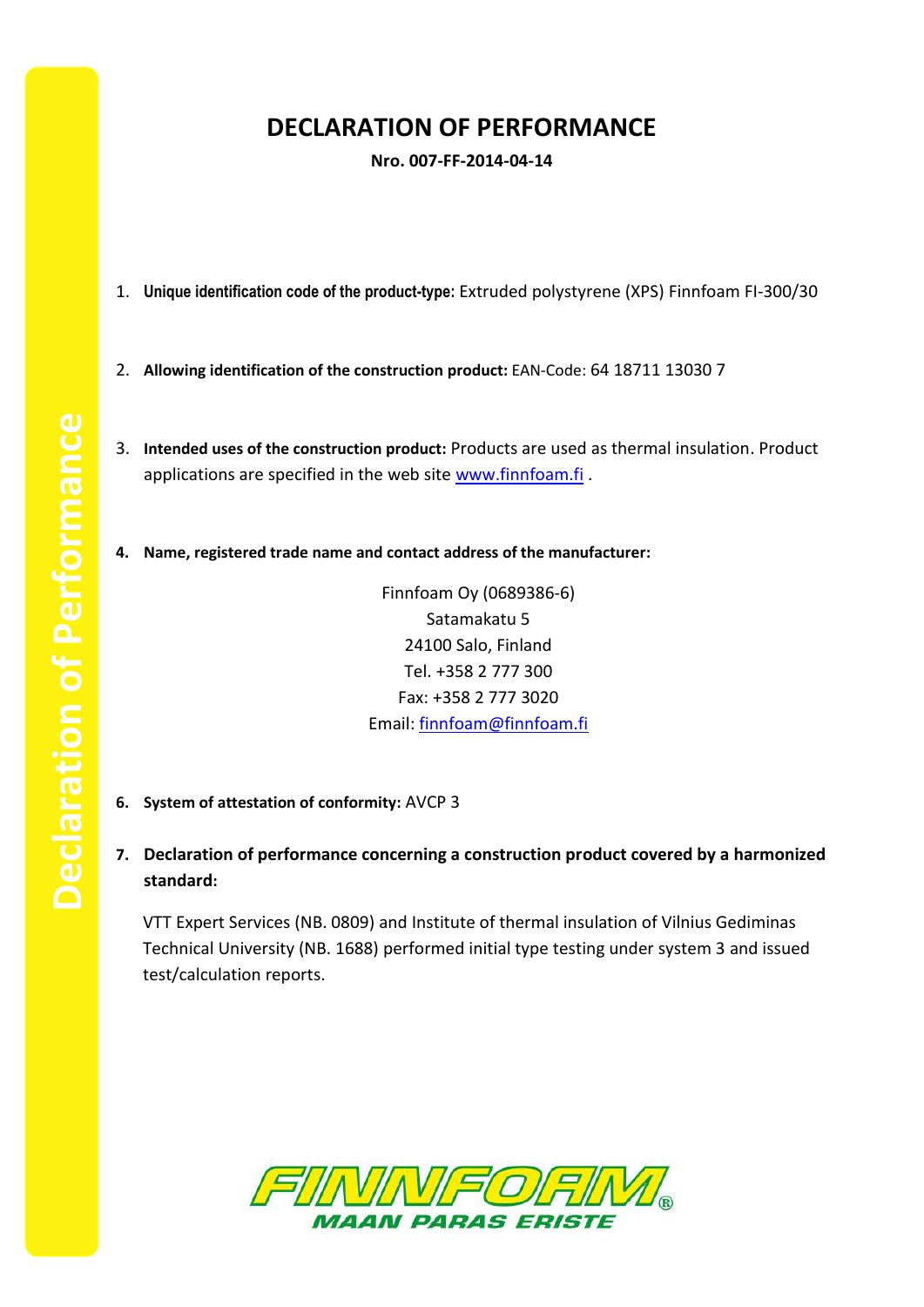# DECLARATION OF PERFORMANCE

**Nro. 007-FF-2014-04-14**

1. **Unique identification code of the product-type:** Extruded polystyrene (XPS) Finnfoam FI-300/30

2. **Allowing identification of the construction product:** EAN-Code: 64 18711 13030 7

3. **Intended uses of the construction product:** Products are used as thermal insulation. Product applications are specified in the web site www.finnfoam.fi .

4. **Name, registered trade name and contact address of the manufacturer:**

   Finnfoam Oy (0689386-6)
   Satamakatu 5
   24100 Salo, Finland
   Tel. +358 2 777 300
   Fax: +358 2 777 3020
   Email: finnfoam@finnfoam.fi

6. **System of attestation of conformity:** AVCP 3

7. **Declaration of performance concerning a construction product covered by a harmonized standard:**

   VTT Expert Services (NB. 0809) and Institute of thermal insulation of Vilnius Gediminas Technical University (NB. 1688) performed initial type testing under system 3 and issued test/calculation reports.

FINNFOAM®
MAAN PARAS ERISTE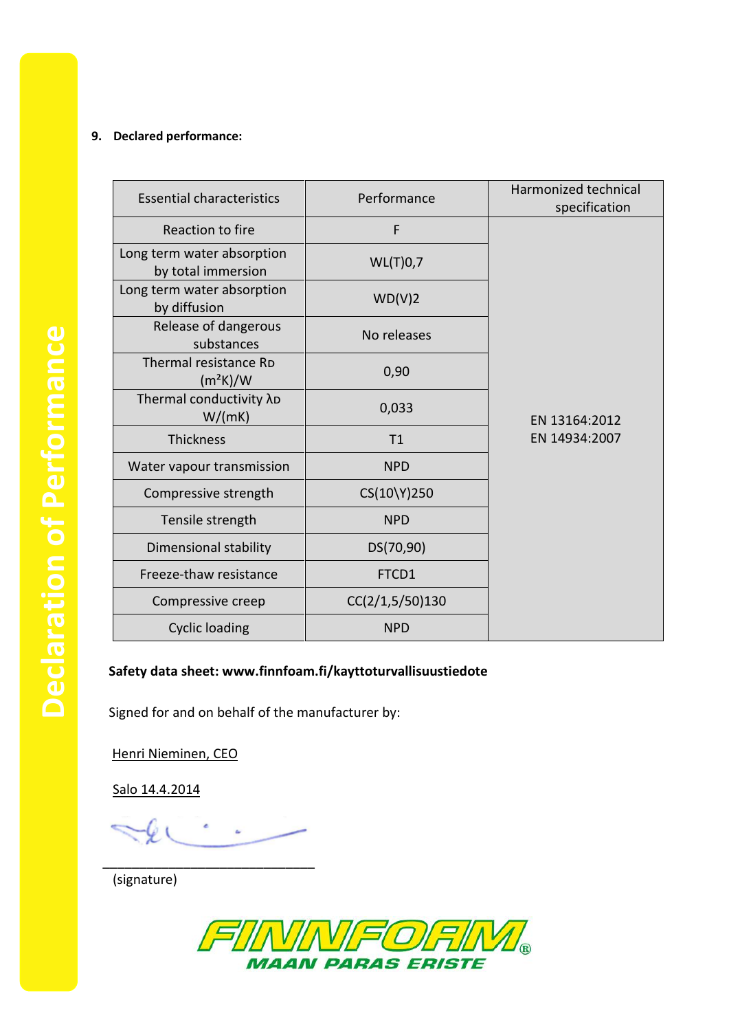**9. Declared performance:**

| Essential characteristics | Performance | Harmonized technical specification |
|---|---|---|
| Reaction to fire | F | EN 13164:2012 EN 14934:2007 |
| Long term water absorption by total immersion | WL(T)0,7 | |
| Long term water absorption by diffusion | WD(V)2 | |
| Release of dangerous substances | No releases | |
| Thermal resistance $R_D$ $(m^2K)/W$ | 0,90 | |
| Thermal conductivity $\lambda_D$ W/(mK) | 0,033 | |
| Thickness | T1 | |
| Water vapour transmission | NPD | |
| Compressive strength | CS(10\Y)250 | |
| Tensile strength | NPD | |
| Dimensional stability | DS(70,90) | |
| Freeze-thaw resistance | FTCD1 | |
| Compressive creep | CC(2/1,5/50)130 | |
| Cyclic loading | NPD | |

**Safety data sheet: www.finnfoam.fi/kayttoturvallisuustiedote**

Signed for and on behalf of the manufacturer by:

Henri Nieminen, CEO

Salo 14.4.2014

_______________________________

(signature)

FINNFOAM®
MAAN PARAS ERISTE

Declaration of Performance